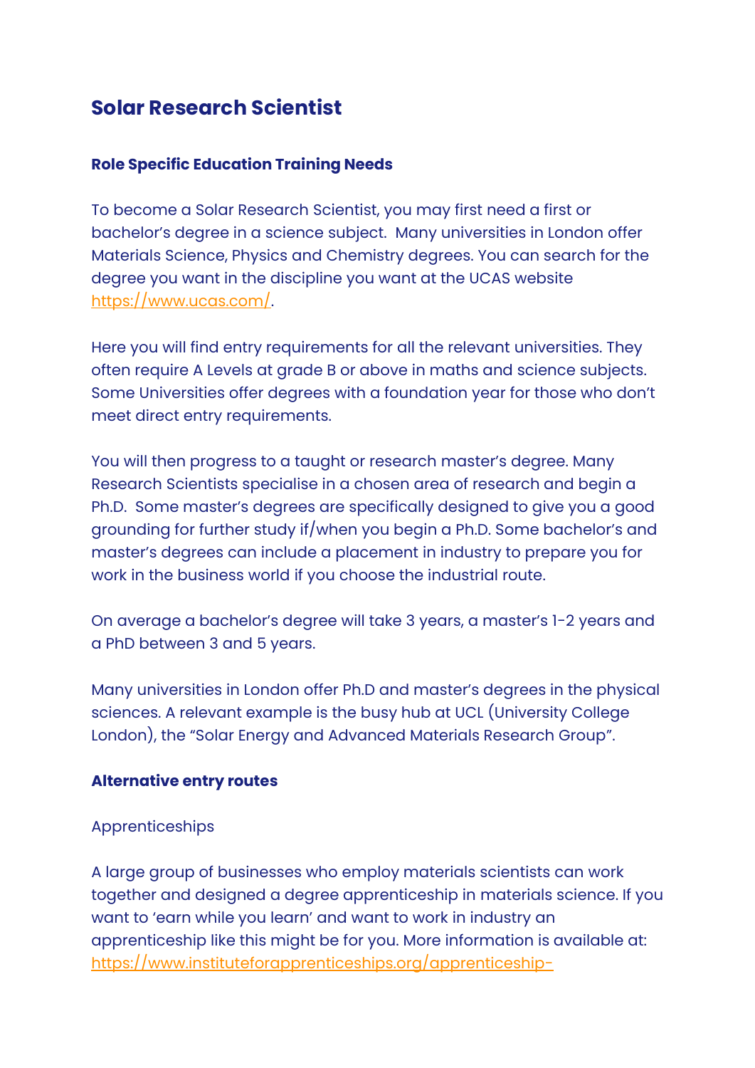# Solar Research Scientist

## Role Specific Education Training Needs

To become a Solar Research Scientist, you may first need a first or bachelor's degree in a science subject.  Many universities in London offer Materials Science, Physics and Chemistry degrees. You can search for the degree you want in the discipline you want at the UCAS website https://www.ucas.com/.

Here you will find entry requirements for all the relevant universities. They often require A Levels at grade B or above in maths and science subjects. Some Universities offer degrees with a foundation year for those who don't meet direct entry requirements.

You will then progress to a taught or research master's degree. Many Research Scientists specialise in a chosen area of research and begin a Ph.D.  Some master's degrees are specifically designed to give you a good grounding for further study if/when you begin a Ph.D. Some bachelor's and master's degrees can include a placement in industry to prepare you for work in the business world if you choose the industrial route.

On average a bachelor's degree will take 3 years, a master's 1-2 years and a PhD between 3 and 5 years.

Many universities in London offer Ph.D and master's degrees in the physical sciences. A relevant example is the busy hub at UCL (University College London), the "Solar Energy and Advanced Materials Research Group".

## Alternative entry routes

Apprenticeships

A large group of businesses who employ materials scientists can work together and designed a degree apprenticeship in materials science. If you want to 'earn while you learn' and want to work in industry an apprenticeship like this might be for you. More information is available at: https://www.instituteforapprenticeships.org/apprenticeship-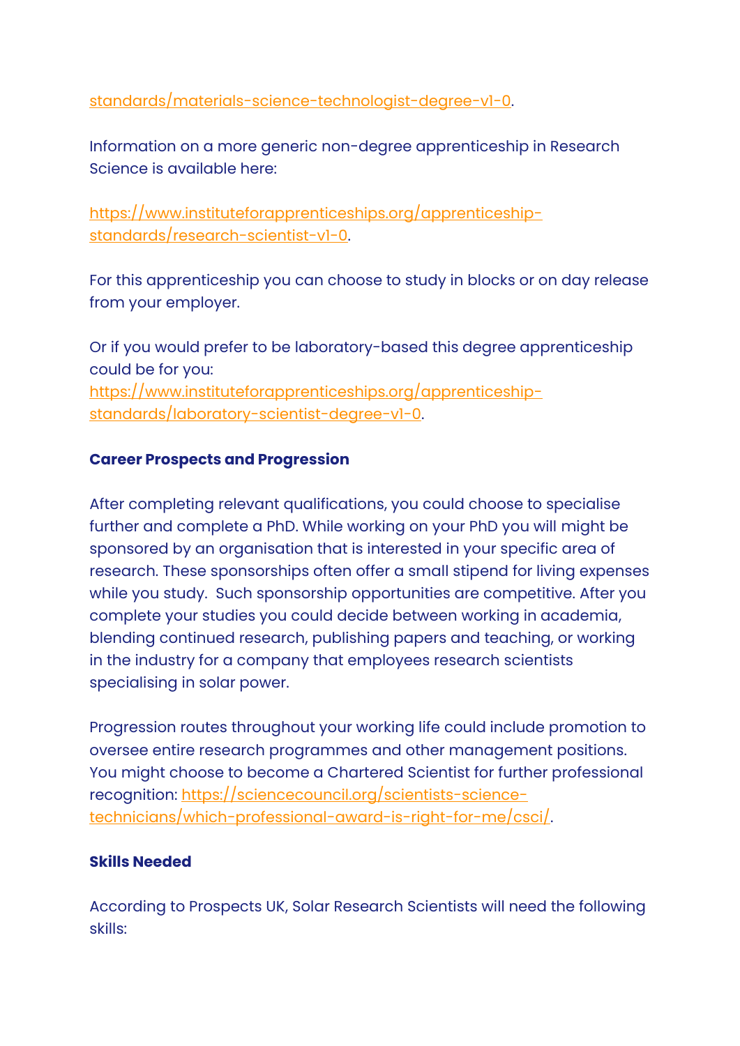standards/materials-science-technologist-degree-v1-0.

Information on a more generic non-degree apprenticeship in Research Science is available here:

https://www.instituteforapprenticeships.org/apprenticeship-standards/research-scientist-v1-0.

For this apprenticeship you can choose to study in blocks or on day release from your employer.

Or if you would prefer to be laboratory-based this degree apprenticeship could be for you: https://www.instituteforapprenticeships.org/apprenticeship-standards/laboratory-scientist-degree-v1-0.

**Career Prospects and Progression**

After completing relevant qualifications, you could choose to specialise further and complete a PhD. While working on your PhD you will might be sponsored by an organisation that is interested in your specific area of research. These sponsorships often offer a small stipend for living expenses while you study. Such sponsorship opportunities are competitive. After you complete your studies you could decide between working in academia, blending continued research, publishing papers and teaching, or working in the industry for a company that employees research scientists specialising in solar power.

Progression routes throughout your working life could include promotion to oversee entire research programmes and other management positions. You might choose to become a Chartered Scientist for further professional recognition: https://sciencecouncil.org/scientists-science-technicians/which-professional-award-is-right-for-me/csci/.

**Skills Needed**

According to Prospects UK, Solar Research Scientists will need the following skills: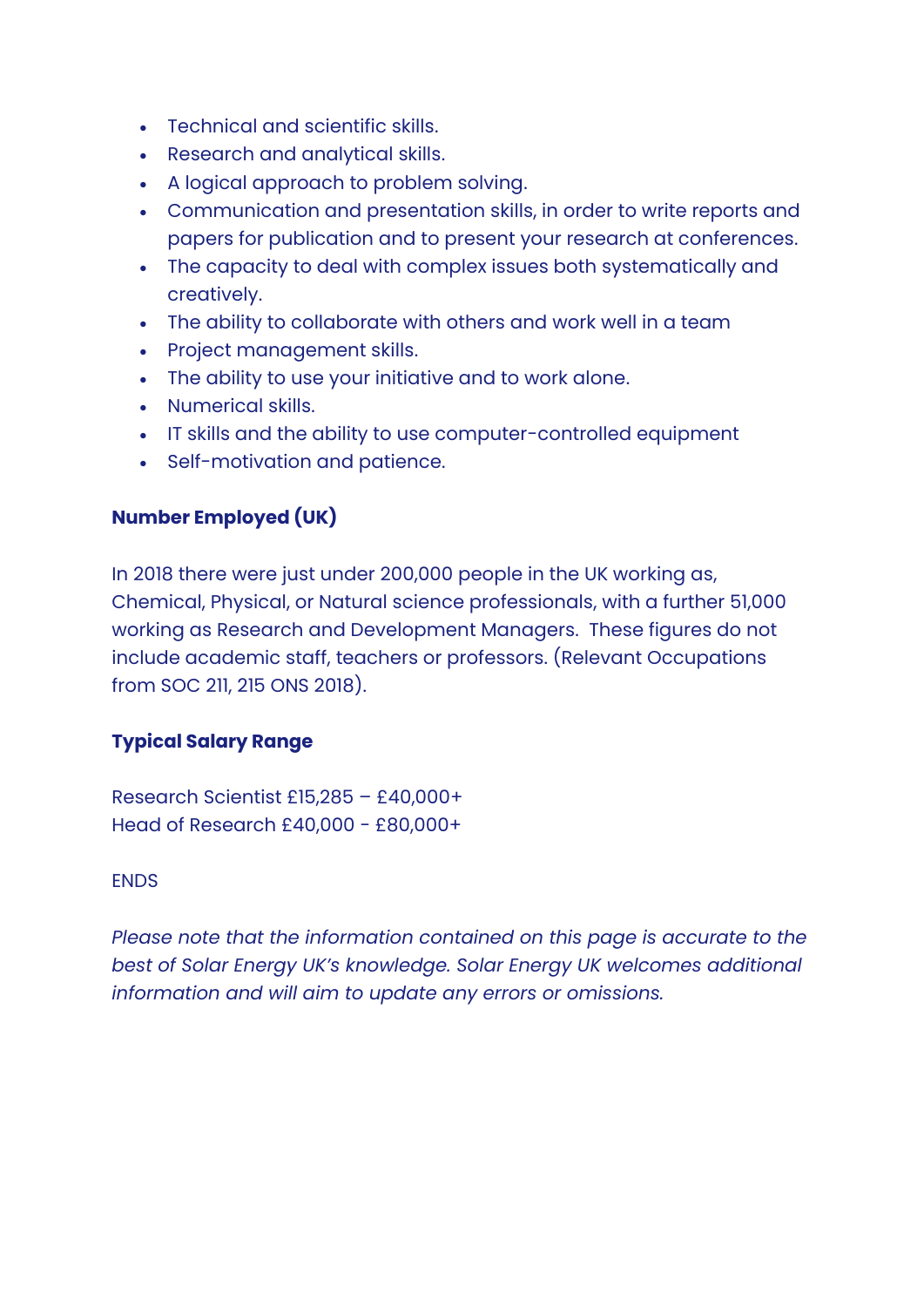- Technical and scientific skills.
- Research and analytical skills.
- A logical approach to problem solving.
- Communication and presentation skills, in order to write reports and papers for publication and to present your research at conferences.
- The capacity to deal with complex issues both systematically and creatively.
- The ability to collaborate with others and work well in a team
- Project management skills.
- The ability to use your initiative and to work alone.
- Numerical skills.
- IT skills and the ability to use computer-controlled equipment
- Self-motivation and patience.

**Number Employed (UK)**

In 2018 there were just under 200,000 people in the UK working as, Chemical, Physical, or Natural science professionals, with a further 51,000 working as Research and Development Managers. These figures do not include academic staff, teachers or professors. (Relevant Occupations from SOC 211, 215 ONS 2018).

**Typical Salary Range**

Research Scientist £15,285 – £40,000+
Head of Research £40,000 - £80,000+

ENDS

*Please note that the information contained on this page is accurate to the best of Solar Energy UK's knowledge. Solar Energy UK welcomes additional information and will aim to update any errors or omissions.*